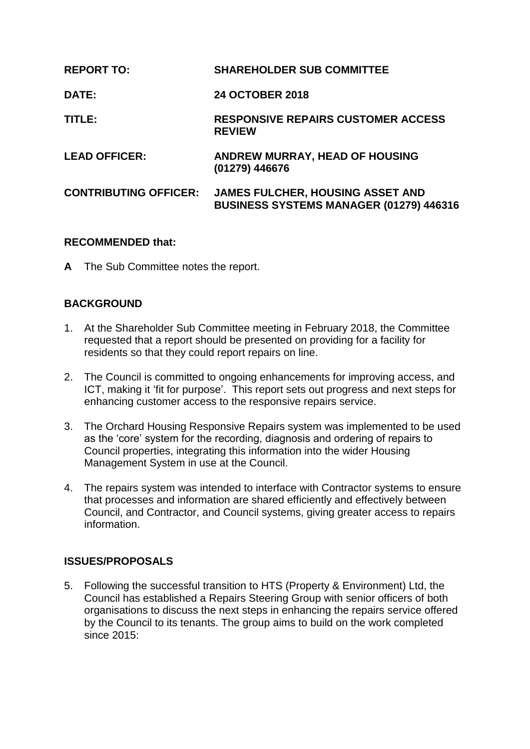| | |
|---|---|
| **REPORT TO:** | **SHAREHOLDER SUB COMMITTEE** |
| **DATE:** | **24 OCTOBER 2018** |
| **TITLE:** | **RESPONSIVE REPAIRS CUSTOMER ACCESS REVIEW** |
| **LEAD OFFICER:** | **ANDREW MURRAY, HEAD OF HOUSING (01279) 446676** |
| **CONTRIBUTING OFFICER:** | **JAMES FULCHER, HOUSING ASSET AND BUSINESS SYSTEMS MANAGER (01279) 446316** |

**RECOMMENDED that:**

**A** The Sub Committee notes the report.

## BACKGROUND

1. At the Shareholder Sub Committee meeting in February 2018, the Committee requested that a report should be presented on providing for a facility for residents so that they could report repairs on line.

2. The Council is committed to ongoing enhancements for improving access, and ICT, making it 'fit for purpose'. This report sets out progress and next steps for enhancing customer access to the responsive repairs service.

3. The Orchard Housing Responsive Repairs system was implemented to be used as the 'core' system for the recording, diagnosis and ordering of repairs to Council properties, integrating this information into the wider Housing Management System in use at the Council.

4. The repairs system was intended to interface with Contractor systems to ensure that processes and information are shared efficiently and effectively between Council, and Contractor, and Council systems, giving greater access to repairs information.

## ISSUES/PROPOSALS

5. Following the successful transition to HTS (Property & Environment) Ltd, the Council has established a Repairs Steering Group with senior officers of both organisations to discuss the next steps in enhancing the repairs service offered by the Council to its tenants. The group aims to build on the work completed since 2015: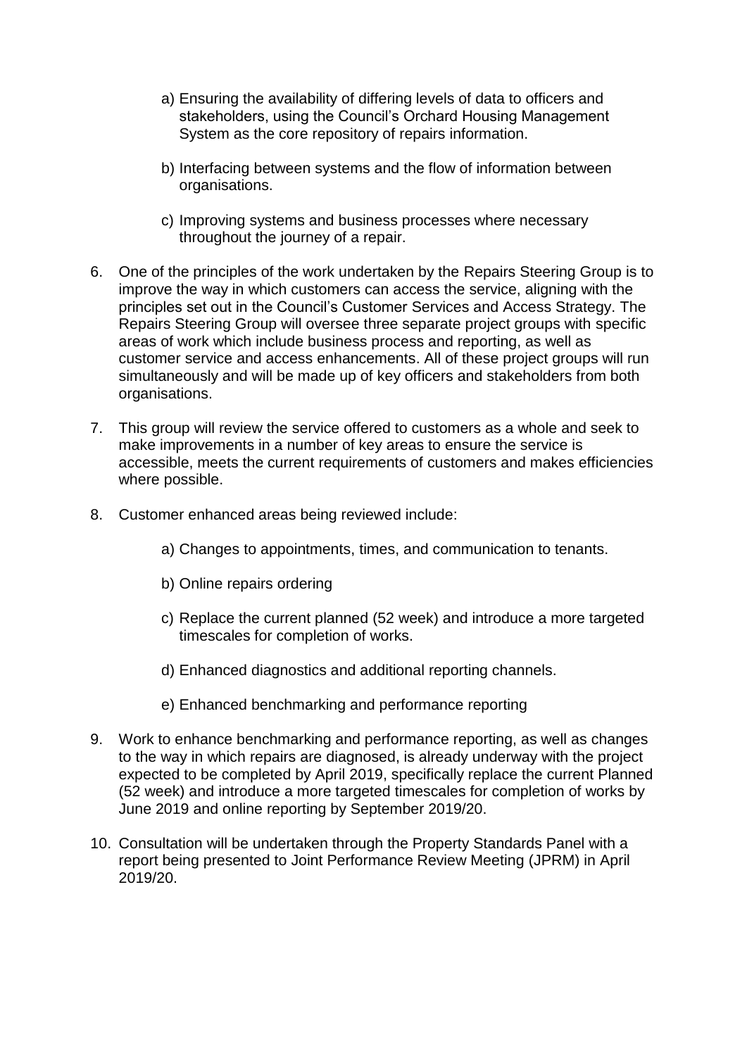a) Ensuring the availability of differing levels of data to officers and stakeholders, using the Council's Orchard Housing Management System as the core repository of repairs information.

b) Interfacing between systems and the flow of information between organisations.

c) Improving systems and business processes where necessary throughout the journey of a repair.

6. One of the principles of the work undertaken by the Repairs Steering Group is to improve the way in which customers can access the service, aligning with the principles set out in the Council's Customer Services and Access Strategy. The Repairs Steering Group will oversee three separate project groups with specific areas of work which include business process and reporting, as well as customer service and access enhancements. All of these project groups will run simultaneously and will be made up of key officers and stakeholders from both organisations.

7. This group will review the service offered to customers as a whole and seek to make improvements in a number of key areas to ensure the service is accessible, meets the current requirements of customers and makes efficiencies where possible.

8. Customer enhanced areas being reviewed include:

   a) Changes to appointments, times, and communication to tenants.

   b) Online repairs ordering

   c) Replace the current planned (52 week) and introduce a more targeted timescales for completion of works.

   d) Enhanced diagnostics and additional reporting channels.

   e) Enhanced benchmarking and performance reporting

9. Work to enhance benchmarking and performance reporting, as well as changes to the way in which repairs are diagnosed, is already underway with the project expected to be completed by April 2019, specifically replace the current Planned (52 week) and introduce a more targeted timescales for completion of works by June 2019 and online reporting by September 2019/20.

10. Consultation will be undertaken through the Property Standards Panel with a report being presented to Joint Performance Review Meeting (JPRM) in April 2019/20.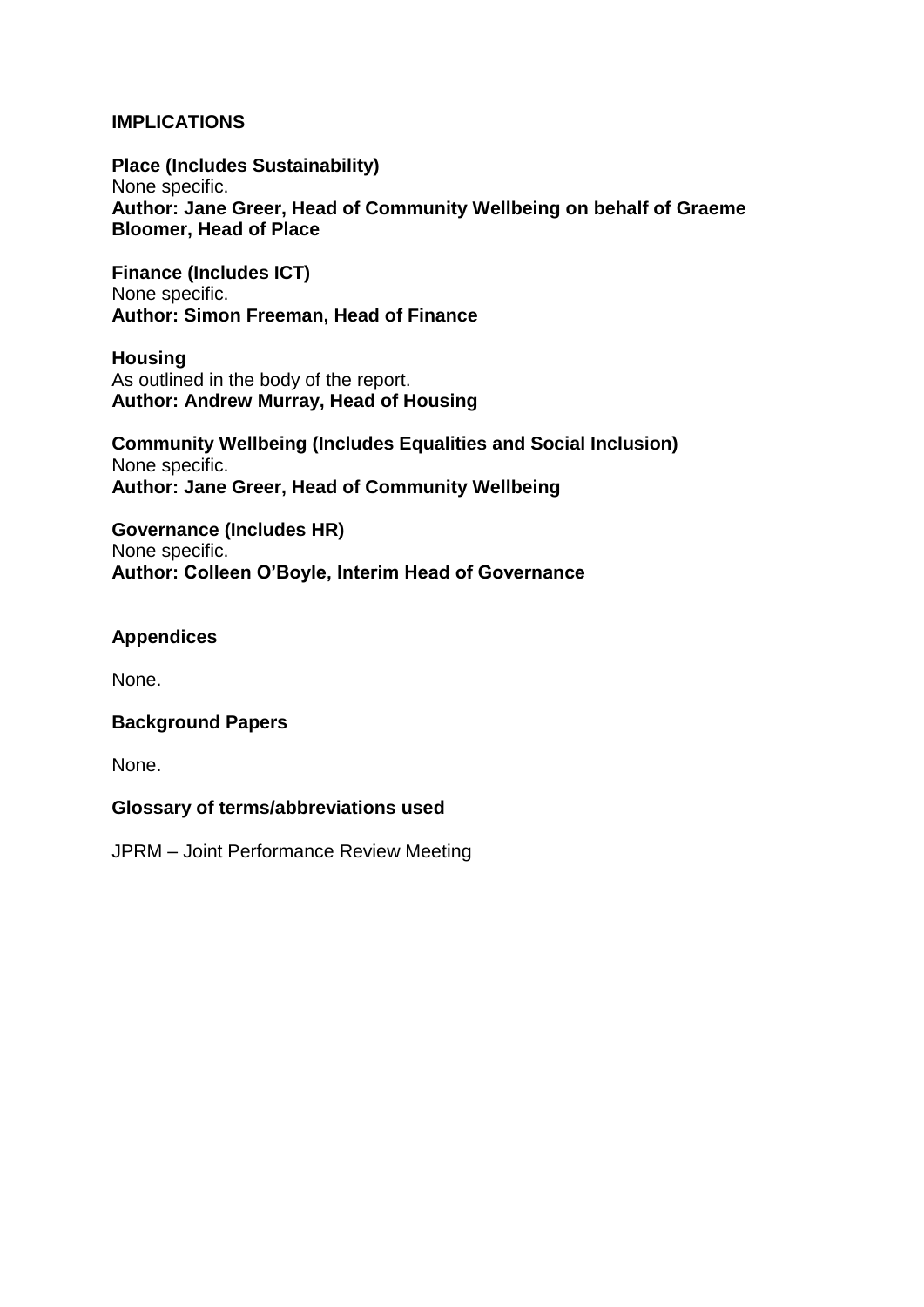**IMPLICATIONS**

**Place (Includes Sustainability)**
None specific.
**Author: Jane Greer, Head of Community Wellbeing on behalf of Graeme Bloomer, Head of Place**

**Finance (Includes ICT)**
None specific.
**Author: Simon Freeman, Head of Finance**

**Housing**
As outlined in the body of the report.
**Author: Andrew Murray, Head of Housing**

**Community Wellbeing (Includes Equalities and Social Inclusion)**
None specific.
**Author: Jane Greer, Head of Community Wellbeing**

**Governance (Includes HR)**
None specific.
**Author: Colleen O'Boyle, Interim Head of Governance**

**Appendices**

None.

**Background Papers**

None.

**Glossary of terms/abbreviations used**

JPRM – Joint Performance Review Meeting